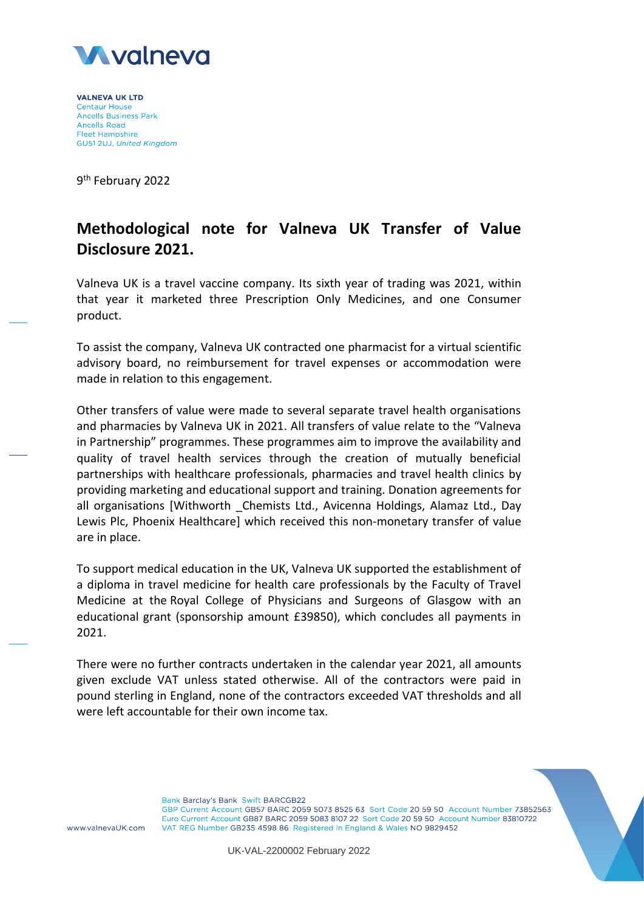**VALNEVA UK LTD**
Centaur House
Ancells Business Park
Ancells Road
Fleet Hampshire
GU51 2UJ, *United Kingdom*

9th February 2022

# Methodological note for Valneva UK Transfer of Value Disclosure 2021.

Valneva UK is a travel vaccine company. Its sixth year of trading was 2021, within that year it marketed three Prescription Only Medicines, and one Consumer product.

To assist the company, Valneva UK contracted one pharmacist for a virtual scientific advisory board, no reimbursement for travel expenses or accommodation were made in relation to this engagement.

Other transfers of value were made to several separate travel health organisations and pharmacies by Valneva UK in 2021. All transfers of value relate to the "Valneva in Partnership" programmes. These programmes aim to improve the availability and quality of travel health services through the creation of mutually beneficial partnerships with healthcare professionals, pharmacies and travel health clinics by providing marketing and educational support and training. Donation agreements for all organisations [Withworth _Chemists Ltd., Avicenna Holdings, Alamaz Ltd., Day Lewis Plc, Phoenix Healthcare] which received this non-monetary transfer of value are in place.

To support medical education in the UK, Valneva UK supported the establishment of a diploma in travel medicine for health care professionals by the Faculty of Travel Medicine at the Royal College of Physicians and Surgeons of Glasgow with an educational grant (sponsorship amount £39850), which concludes all payments in 2021.

There were no further contracts undertaken in the calendar year 2021, all amounts given exclude VAT unless stated otherwise. All of the contractors were paid in pound sterling in England, none of the contractors exceeded VAT thresholds and all were left accountable for their own income tax.

www.valnevaUK.com

Bank Barclay's Bank Swift BARCGB22
GBP Current Account GB57 BARC 2059 5073 8525 63 Sort Code 20 59 50 Account Number 73852563
Euro Current Account GB87 BARC 2059 5083 8107 22 Sort Code 20 59 50 Account Number 83810722
VAT REG Number GB235 4598 86 Registered in England & Wales NO 9829452

UK-VAL-2200002 February 2022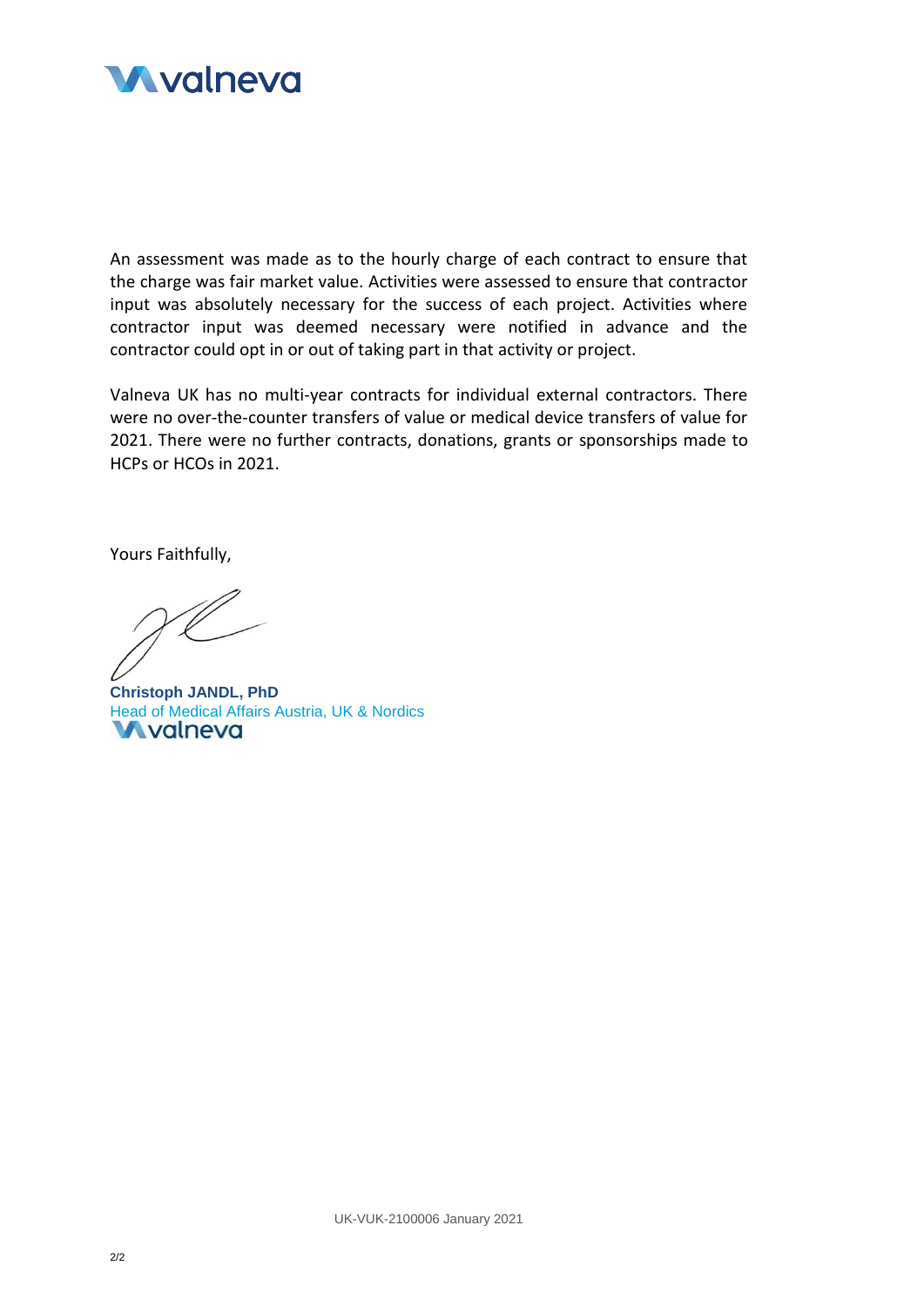An assessment was made as to the hourly charge of each contract to ensure that the charge was fair market value. Activities were assessed to ensure that contractor input was absolutely necessary for the success of each project. Activities where contractor input was deemed necessary were notified in advance and the contractor could opt in or out of taking part in that activity or project.

Valneva UK has no multi-year contracts for individual external contractors. There were no over-the-counter transfers of value or medical device transfers of value for 2021. There were no further contracts, donations, grants or sponsorships made to HCPs or HCOs in 2021.

Yours Faithfully,

**Christoph JANDL, PhD**
Head of Medical Affairs Austria, UK & Nordics
valneva

UK-VUK-2100006 January 2021